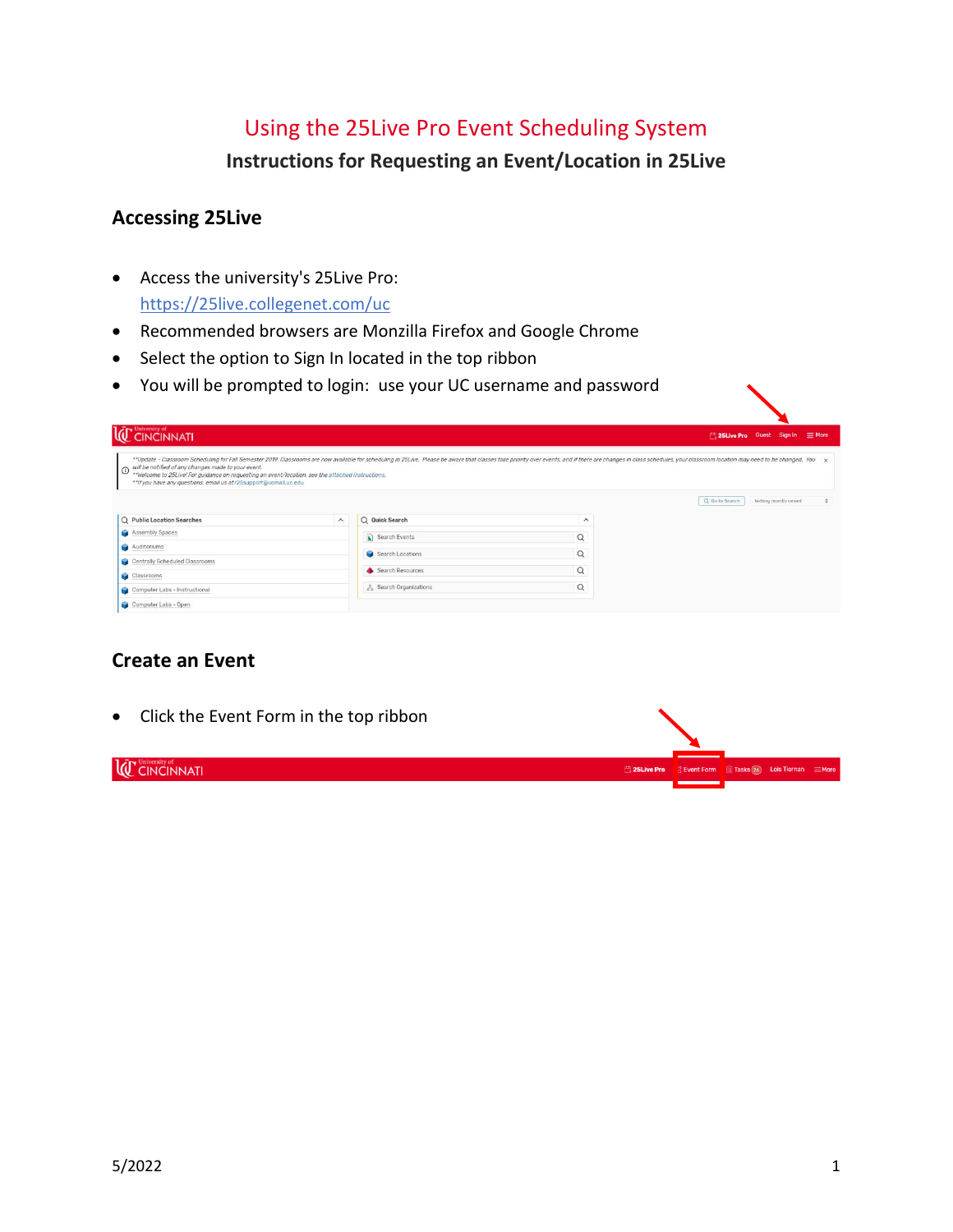# Using the 25Live Pro Event Scheduling System

## Instructions for Requesting an Event/Location in 25Live

### Accessing 25Live

- Access the university's 25Live Pro: https://25live.collegenet.com/uc
- Recommended browsers are Monzilla Firefox and Google Chrome
- Select the option to Sign In located in the top ribbon
- You will be prompted to login: use your UC username and password

### Create an Event

- Click the Event Form in the top ribbon

5/2022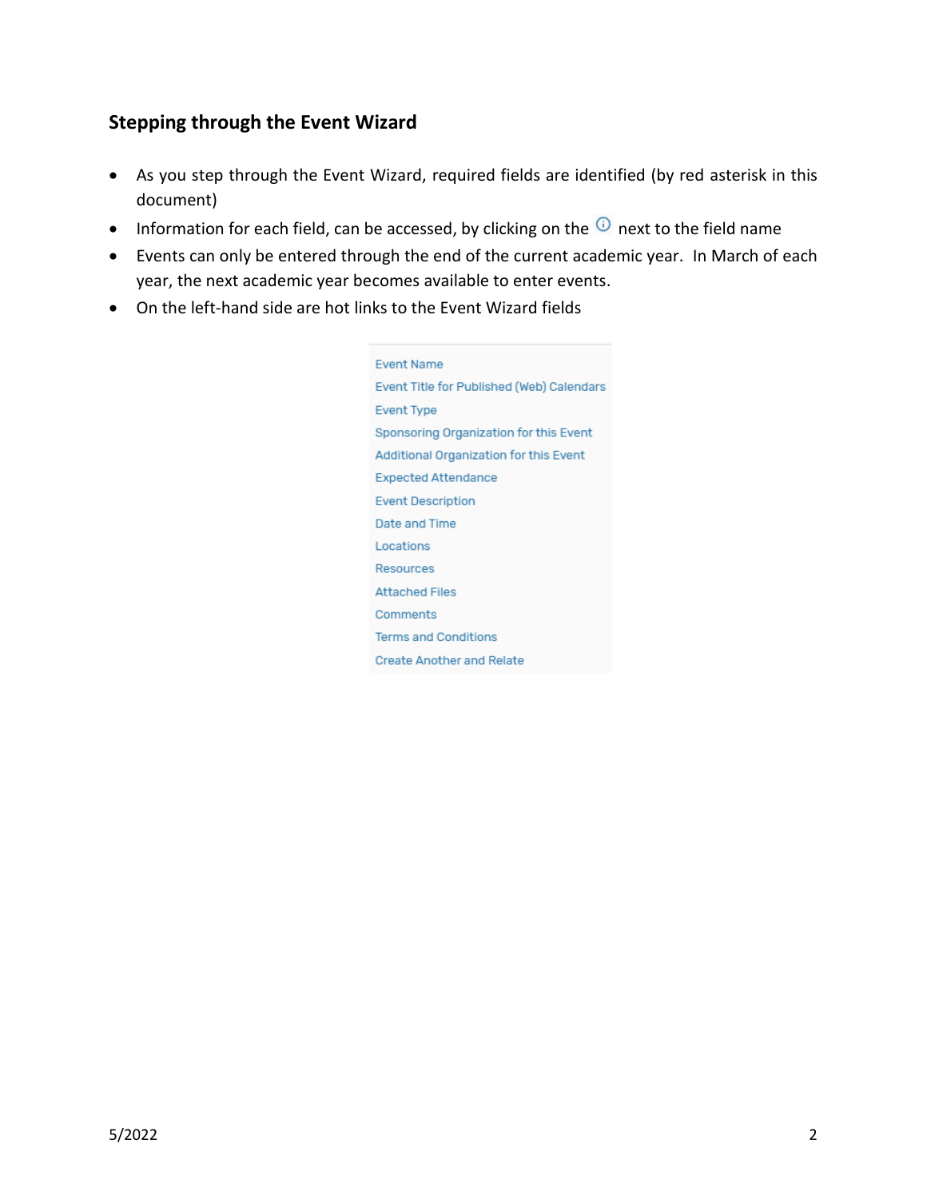### Stepping through the Event Wizard

- As you step through the Event Wizard, required fields are identified (by red asterisk in this document)
- Information for each field, can be accessed, by clicking on the ⓘ next to the field name
- Events can only be entered through the end of the current academic year. In March of each year, the next academic year becomes available to enter events.
- On the left-hand side are hot links to the Event Wizard fields

Event Name
Event Title for Published (Web) Calendars
Event Type
Sponsoring Organization for this Event
Additional Organization for this Event
Expected Attendance
Event Description
Date and Time
Locations
Resources
Attached Files
Comments
Terms and Conditions
Create Another and Relate

5/2022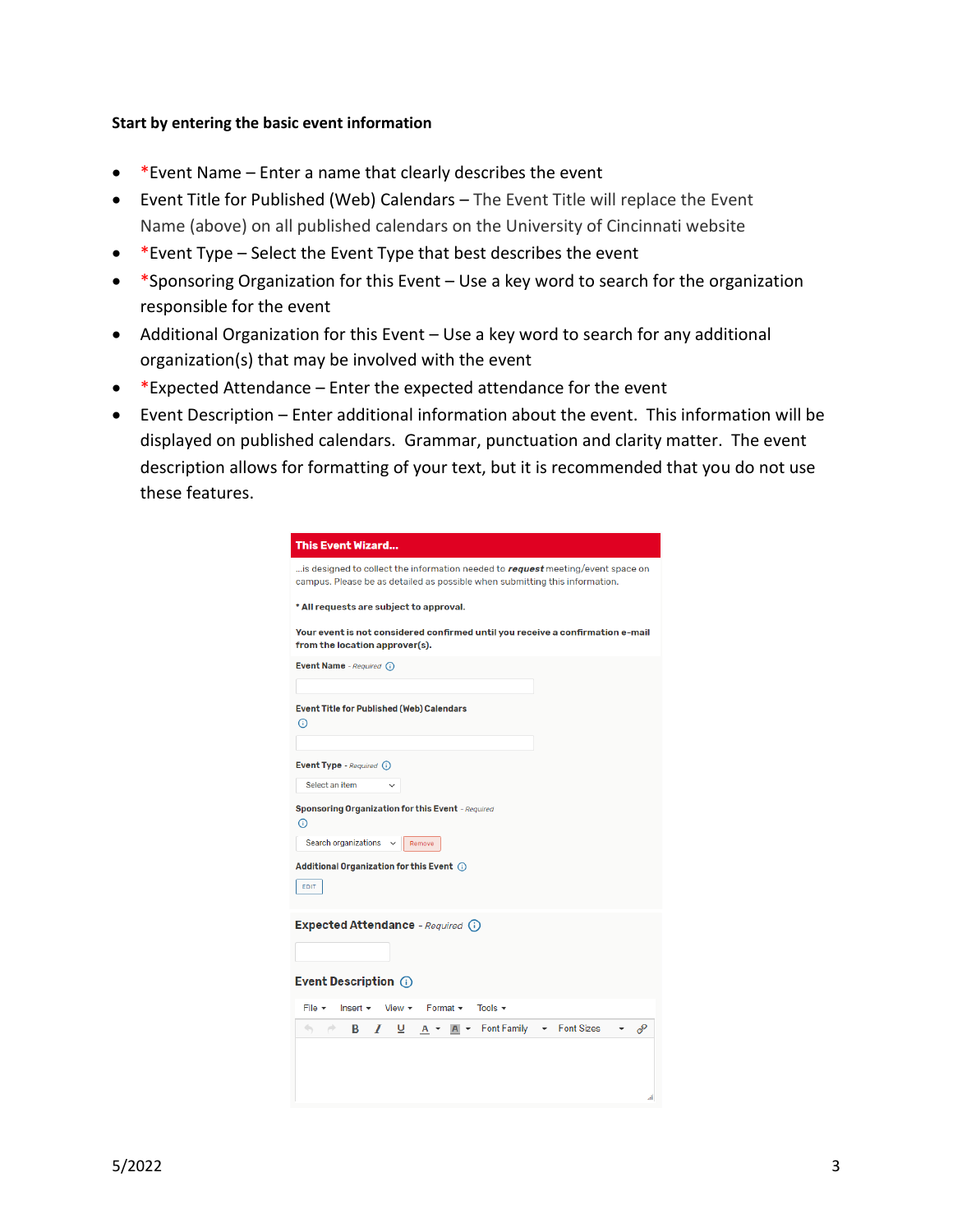**Start by entering the basic event information**

- *Event Name – Enter a name that clearly describes the event
- Event Title for Published (Web) Calendars – The Event Title will replace the Event Name (above) on all published calendars on the University of Cincinnati website
- *Event Type – Select the Event Type that best describes the event
- *Sponsoring Organization for this Event – Use a key word to search for the organization responsible for the event
- Additional Organization for this Event – Use a key word to search for any additional organization(s) that may be involved with the event
- *Expected Attendance – Enter the expected attendance for the event
- Event Description – Enter additional information about the event. This information will be displayed on published calendars. Grammar, punctuation and clarity matter. The event description allows for formatting of your text, but it is recommended that you do not use these features.

**This Event Wizard...**

...is designed to collect the information needed to ***request*** meeting/event space on campus. Please be as detailed as possible when submitting this information.

**\* All requests are subject to approval.**

**Your event is not considered confirmed until you receive a confirmation e-mail from the location approver(s).**

**Event Name** - *Required*

**Event Title for Published (Web) Calendars**

**Event Type** - *Required*

Select an item

**Sponsoring Organization for this Event** - *Required*

Search organizations | Remove

**Additional Organization for this Event**

EDIT

**Expected Attendance** - *Required*

**Event Description**

File | Insert | View | Format | Tools

B | I | U | A | A | Font Family | Font Sizes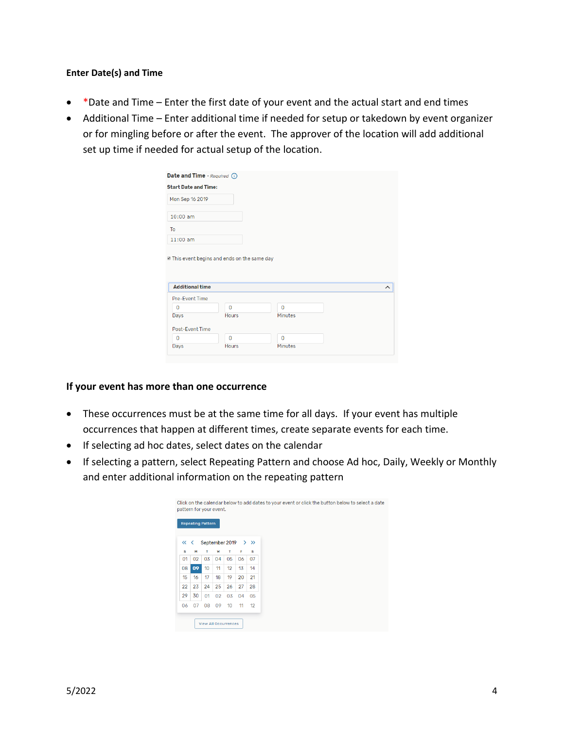**Enter Date(s) and Time**

- *Date and Time – Enter the first date of your event and the actual start and end times
- Additional Time – Enter additional time if needed for setup or takedown by event organizer or for mingling before or after the event. The approver of the location will add additional set up time if needed for actual setup of the location.

**If your event has more than one occurrence**

- These occurrences must be at the same time for all days. If your event has multiple occurrences that happen at different times, create separate events for each time.
- If selecting ad hoc dates, select dates on the calendar
- If selecting a pattern, select Repeating Pattern and choose Ad hoc, Daily, Weekly or Monthly and enter additional information on the repeating pattern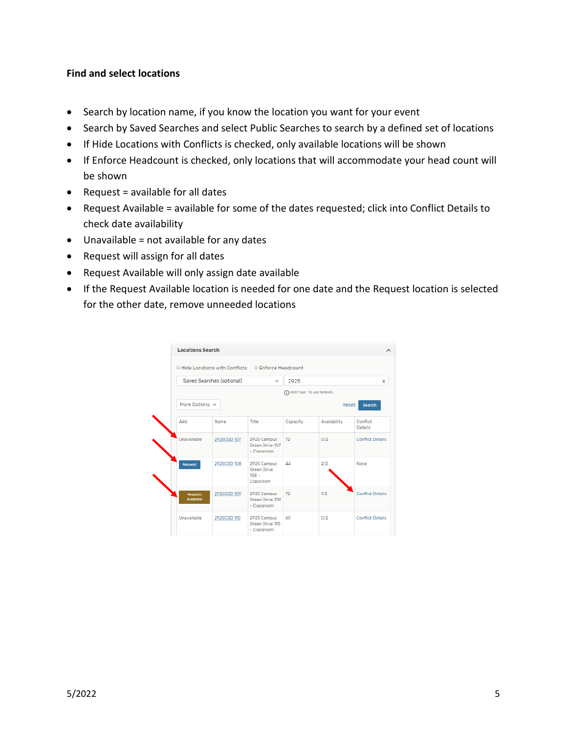### Find and select locations

- Search by location name, if you know the location you want for your event
- Search by Saved Searches and select Public Searches to search by a defined set of locations
- If Hide Locations with Conflicts is checked, only available locations will be shown
- If Enforce Headcount is checked, only locations that will accommodate your head count will be shown
- Request = available for all dates
- Request Available = available for some of the dates requested; click into Conflict Details to check date availability
- Unavailable = not available for any dates
- Request will assign for all dates
- Request Available will only assign date available
- If the Request Available location is needed for one date and the Request location is selected for the other date, remove unneeded locations

**Locations Search**

Hide Locations with Conflicts   Enforce Headcount

Saved Searches (optional)   2925

Hint: Type :: to use SeriesQL.

More Options   Reset   Search

| Add | Name | Title | Capacity | Availability | Conflict Details |
|---|---|---|---|---|---|
| Unavailable | 2925CGD 107 | 2925 Campus Green Drive 107 - Classroom | 72 | 0/2 | Conflict Details |
| Request | 2925CGD 108 | 2925 Campus Green Drive 108 - Classroom | 44 | 2/2 | None |
| Request Available | 2925CGD 109 | 2925 Campus Green Drive 109 - Classroom | 72 | 1/2 | Conflict Details |
| Unavailable | 2925CGD 110 | 2925 Campus Green Drive 110 - Classroom | 60 | 0/2 | Conflict Details |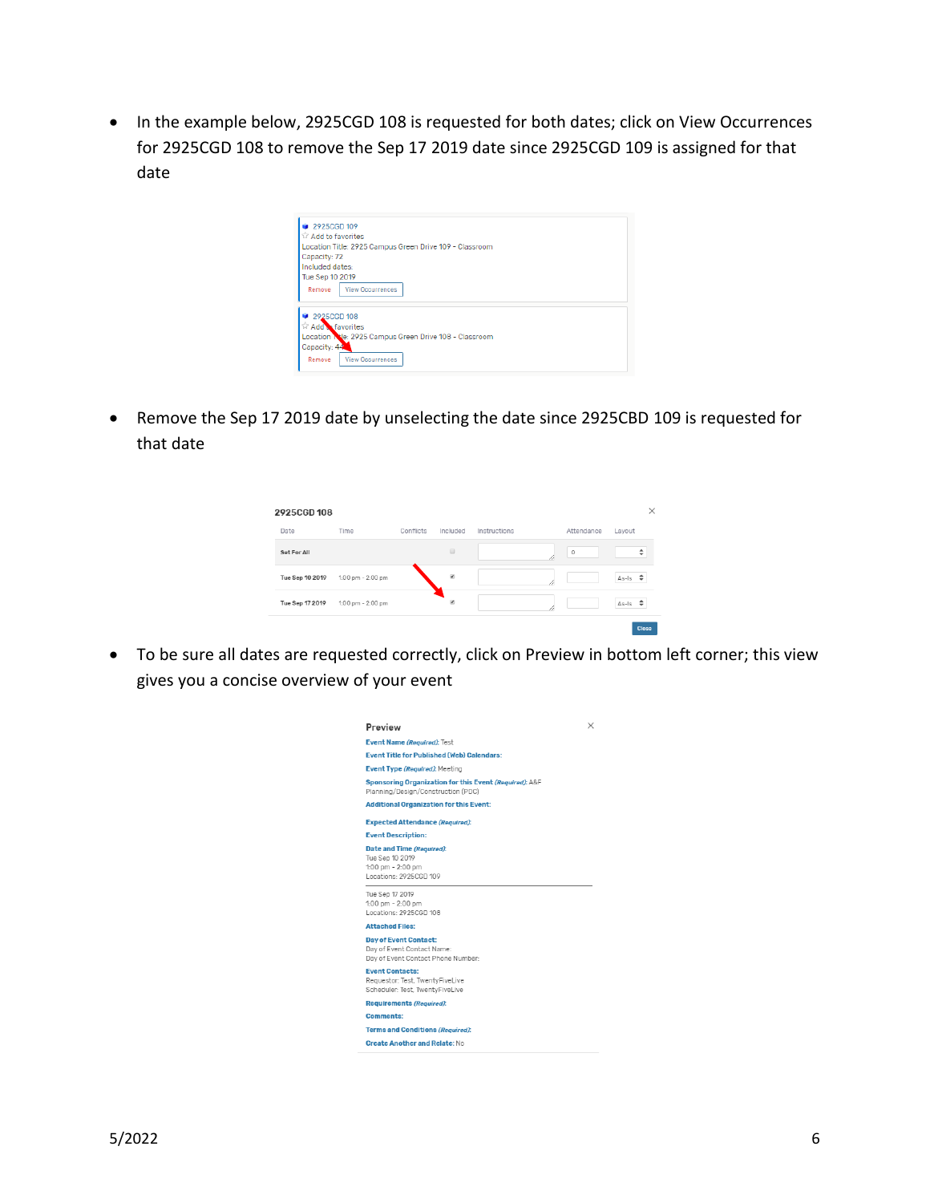- In the example below, 2925CGD 108 is requested for both dates; click on View Occurrences for 2925CGD 108 to remove the Sep 17 2019 date since 2925CGD 109 is assigned for that date

- Remove the Sep 17 2019 date by unselecting the date since 2925CBD 109 is requested for that date

- To be sure all dates are requested correctly, click on Preview in bottom left corner; this view gives you a concise overview of your event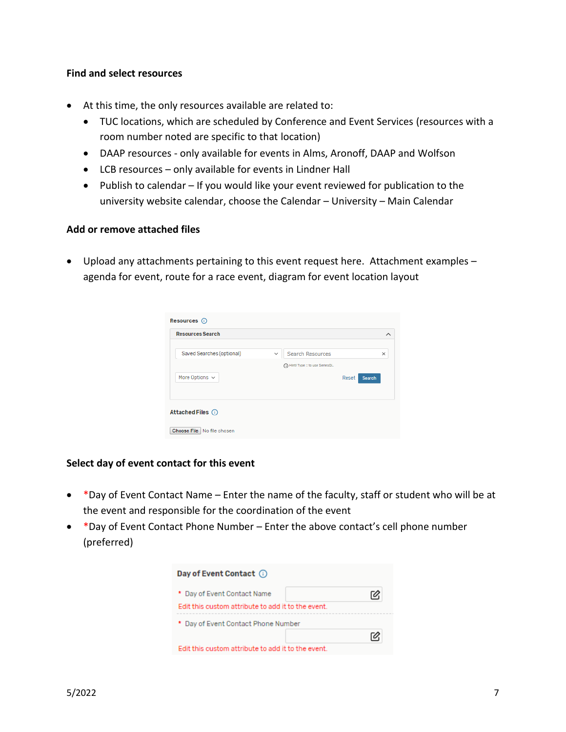**Find and select resources**

- At this time, the only resources available are related to:
  - TUC locations, which are scheduled by Conference and Event Services (resources with a room number noted are specific to that location)
  - DAAP resources - only available for events in Alms, Aronoff, DAAP and Wolfson
  - LCB resources – only available for events in Lindner Hall
  - Publish to calendar – If you would like your event reviewed for publication to the university website calendar, choose the Calendar – University – Main Calendar

**Add or remove attached files**

- Upload any attachments pertaining to this event request here. Attachment examples – agenda for event, route for a race event, diagram for event location layout

**Select day of event contact for this event**

- *Day of Event Contact Name – Enter the name of the faculty, staff or student who will be at the event and responsible for the coordination of the event
- *Day of Event Contact Phone Number – Enter the above contact's cell phone number (preferred)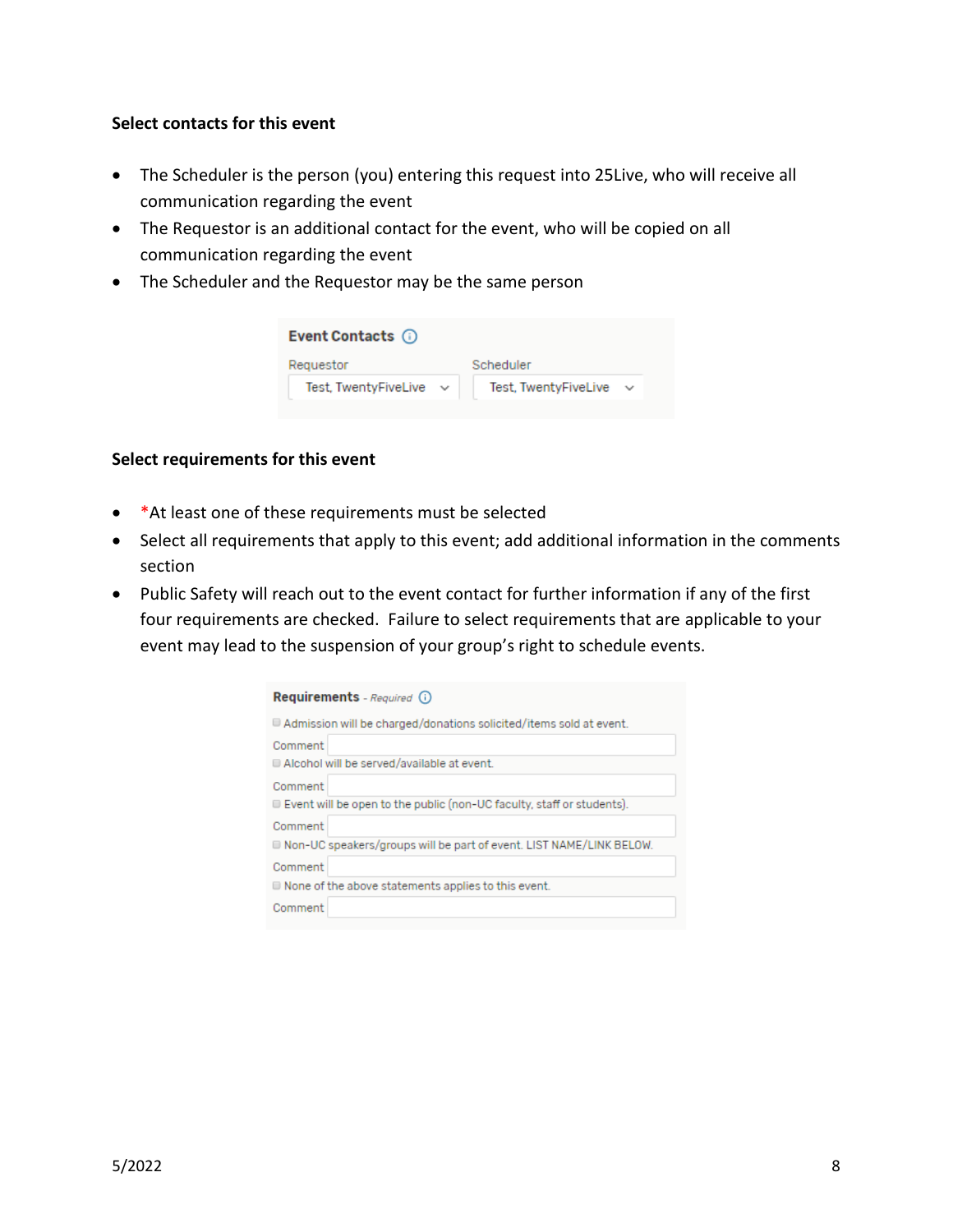**Select contacts for this event**

- The Scheduler is the person (you) entering this request into 25Live, who will receive all communication regarding the event
- The Requestor is an additional contact for the event, who will be copied on all communication regarding the event
- The Scheduler and the Requestor may be the same person

**Event Contacts**

Requestor: Test, TwentyFiveLive
Scheduler: Test, TwentyFiveLive

**Select requirements for this event**

- *At least one of these requirements must be selected
- Select all requirements that apply to this event; add additional information in the comments section
- Public Safety will reach out to the event contact for further information if any of the first four requirements are checked. Failure to select requirements that are applicable to your event may lead to the suspension of your group's right to schedule events.

**Requirements** - *Required*

- Admission will be charged/donations solicited/items sold at event.
  Comment
- Alcohol will be served/available at event.
  Comment
- Event will be open to the public (non-UC faculty, staff or students).
  Comment
- Non-UC speakers/groups will be part of event. LIST NAME/LINK BELOW.
  Comment
- None of the above statements applies to this event.
  Comment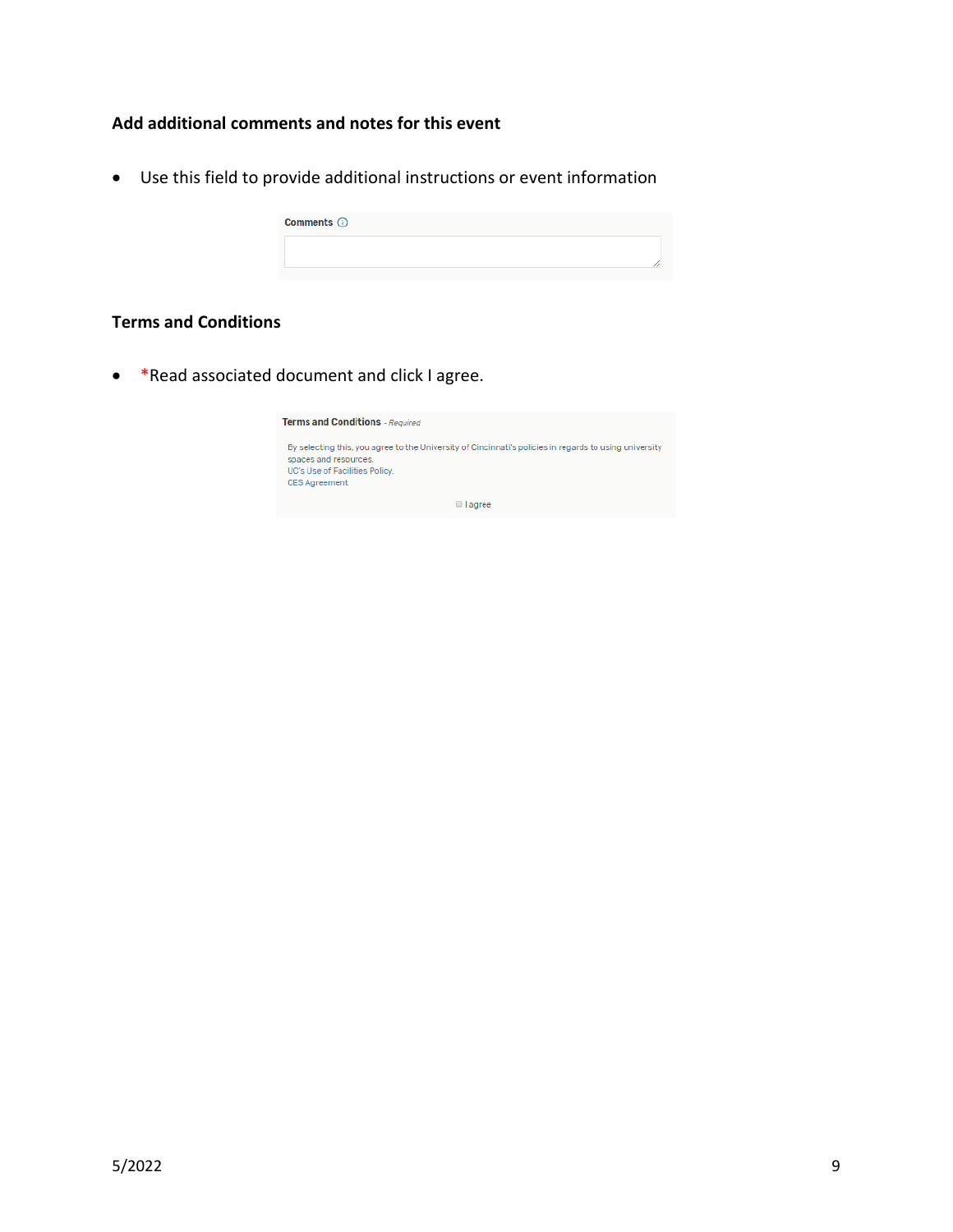### Add additional comments and notes for this event

- Use this field to provide additional instructions or event information

Comments

### Terms and Conditions

- *Read associated document and click I agree.

Terms and Conditions - *Required*

By selecting this, you agree to the University of Cincinnati's policies in regards to using university spaces and resources.
UC's Use of Facilities Policy.
CES Agreement

I agree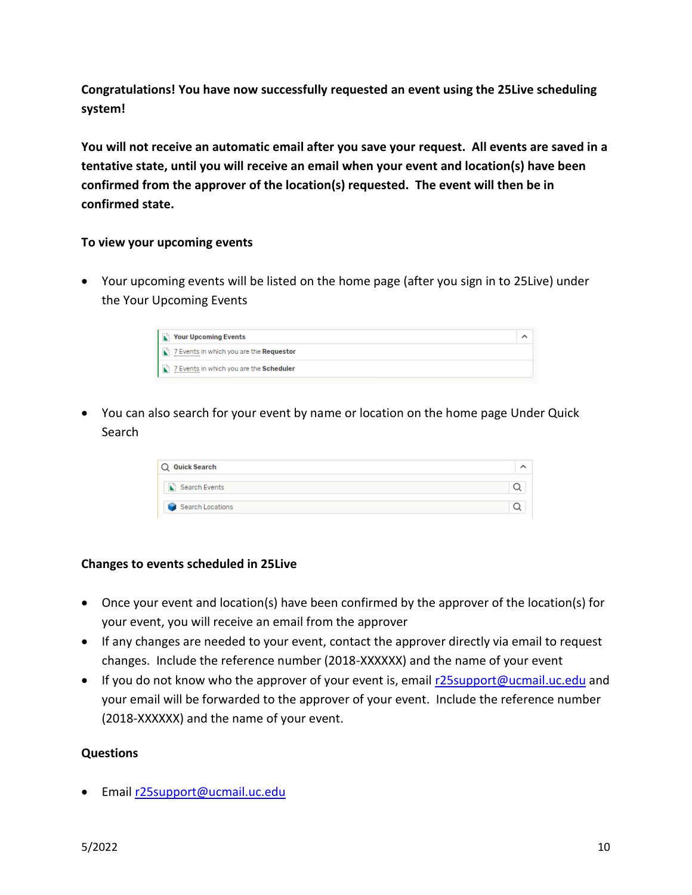**Congratulations! You have now successfully requested an event using the 25Live scheduling system!**

**You will not receive an automatic email after you save your request. All events are saved in a tentative state, until you will receive an email when your event and location(s) have been confirmed from the approver of the location(s) requested. The event will then be in confirmed state.**

**To view your upcoming events**

- Your upcoming events will be listed on the home page (after you sign in to 25Live) under the Your Upcoming Events

Your Upcoming Events
7 Events in which you are the **Requestor**
7 Events in which you are the **Scheduler**

- You can also search for your event by name or location on the home page Under Quick Search

Quick Search
Search Events
Search Locations

**Changes to events scheduled in 25Live**

- Once your event and location(s) have been confirmed by the approver of the location(s) for your event, you will receive an email from the approver
- If any changes are needed to your event, contact the approver directly via email to request changes. Include the reference number (2018-XXXXXX) and the name of your event
- If you do not know who the approver of your event is, email r25support@ucmail.uc.edu and your email will be forwarded to the approver of your event. Include the reference number (2018-XXXXXX) and the name of your event.

**Questions**

- Email r25support@ucmail.uc.edu

5/2022